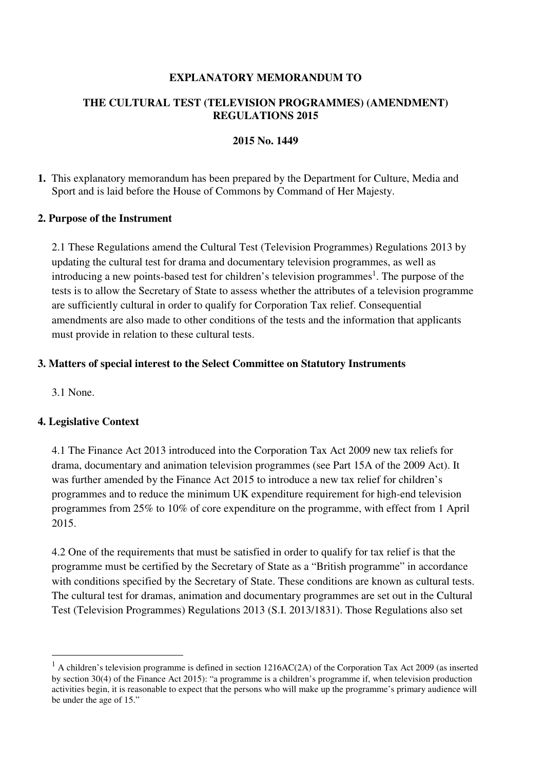**EXPLANATORY MEMORANDUM TO**

**THE CULTURAL TEST (TELEVISION PROGRAMMES) (AMENDMENT) REGULATIONS 2015**

**2015 No. 1449**

**1.** This explanatory memorandum has been prepared by the Department for Culture, Media and Sport and is laid before the House of Commons by Command of Her Majesty.

## 2. Purpose of the Instrument

2.1 These Regulations amend the Cultural Test (Television Programmes) Regulations 2013 by updating the cultural test for drama and documentary television programmes, as well as introducing a new points-based test for children's television programmes[1]. The purpose of the tests is to allow the Secretary of State to assess whether the attributes of a television programme are sufficiently cultural in order to qualify for Corporation Tax relief. Consequential amendments are also made to other conditions of the tests and the information that applicants must provide in relation to these cultural tests.

## 3. Matters of special interest to the Select Committee on Statutory Instruments

3.1 None.

## 4. Legislative Context

4.1 The Finance Act 2013 introduced into the Corporation Tax Act 2009 new tax reliefs for drama, documentary and animation television programmes (see Part 15A of the 2009 Act). It was further amended by the Finance Act 2015 to introduce a new tax relief for children's programmes and to reduce the minimum UK expenditure requirement for high-end television programmes from 25% to 10% of core expenditure on the programme, with effect from 1 April 2015.

4.2 One of the requirements that must be satisfied in order to qualify for tax relief is that the programme must be certified by the Secretary of State as a "British programme" in accordance with conditions specified by the Secretary of State. These conditions are known as cultural tests. The cultural test for dramas, animation and documentary programmes are set out in the Cultural Test (Television Programmes) Regulations 2013 (S.I. 2013/1831). Those Regulations also set

---

[1] A children's television programme is defined in section 1216AC(2A) of the Corporation Tax Act 2009 (as inserted by section 30(4) of the Finance Act 2015): "a programme is a children's programme if, when television production activities begin, it is reasonable to expect that the persons who will make up the programme's primary audience will be under the age of 15."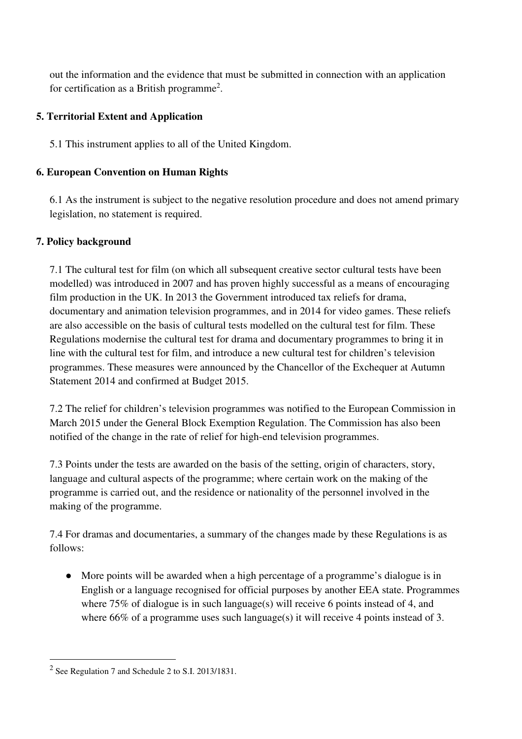out the information and the evidence that must be submitted in connection with an application for certification as a British programme[2].

## 5. Territorial Extent and Application

5.1 This instrument applies to all of the United Kingdom.

## 6. European Convention on Human Rights

6.1 As the instrument is subject to the negative resolution procedure and does not amend primary legislation, no statement is required.

## 7. Policy background

7.1 The cultural test for film (on which all subsequent creative sector cultural tests have been modelled) was introduced in 2007 and has proven highly successful as a means of encouraging film production in the UK. In 2013 the Government introduced tax reliefs for drama, documentary and animation television programmes, and in 2014 for video games. These reliefs are also accessible on the basis of cultural tests modelled on the cultural test for film. These Regulations modernise the cultural test for drama and documentary programmes to bring it in line with the cultural test for film, and introduce a new cultural test for children's television programmes. These measures were announced by the Chancellor of the Exchequer at Autumn Statement 2014 and confirmed at Budget 2015.

7.2 The relief for children's television programmes was notified to the European Commission in March 2015 under the General Block Exemption Regulation. The Commission has also been notified of the change in the rate of relief for high-end television programmes.

7.3 Points under the tests are awarded on the basis of the setting, origin of characters, story, language and cultural aspects of the programme; where certain work on the making of the programme is carried out, and the residence or nationality of the personnel involved in the making of the programme.

7.4 For dramas and documentaries, a summary of the changes made by these Regulations is as follows:

- More points will be awarded when a high percentage of a programme's dialogue is in English or a language recognised for official purposes by another EEA state. Programmes where 75% of dialogue is in such language(s) will receive 6 points instead of 4, and where 66% of a programme uses such language(s) it will receive 4 points instead of 3.

---

[2] See Regulation 7 and Schedule 2 to S.I. 2013/1831.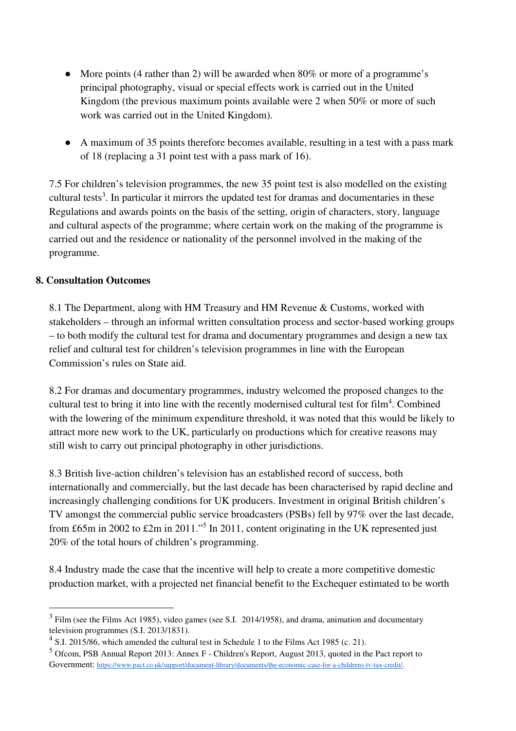- More points (4 rather than 2) will be awarded when 80% or more of a programme's principal photography, visual or special effects work is carried out in the United Kingdom (the previous maximum points available were 2 when 50% or more of such work was carried out in the United Kingdom).

- A maximum of 35 points therefore becomes available, resulting in a test with a pass mark of 18 (replacing a 31 point test with a pass mark of 16).

7.5 For children's television programmes, the new 35 point test is also modelled on the existing cultural tests[3]. In particular it mirrors the updated test for dramas and documentaries in these Regulations and awards points on the basis of the setting, origin of characters, story, language and cultural aspects of the programme; where certain work on the making of the programme is carried out and the residence or nationality of the personnel involved in the making of the programme.

**8. Consultation Outcomes**

8.1 The Department, along with HM Treasury and HM Revenue & Customs, worked with stakeholders – through an informal written consultation process and sector-based working groups – to both modify the cultural test for drama and documentary programmes and design a new tax relief and cultural test for children's television programmes in line with the European Commission's rules on State aid.

8.2 For dramas and documentary programmes, industry welcomed the proposed changes to the cultural test to bring it into line with the recently modernised cultural test for film[4]. Combined with the lowering of the minimum expenditure threshold, it was noted that this would be likely to attract more new work to the UK, particularly on productions which for creative reasons may still wish to carry out principal photography in other jurisdictions.

8.3 British live-action children's television has an established record of success, both internationally and commercially, but the last decade has been characterised by rapid decline and increasingly challenging conditions for UK producers. Investment in original British children's TV amongst the commercial public service broadcasters (PSBs) fell by 97% over the last decade, from £65m in 2002 to £2m in 2011."[5] In 2011, content originating in the UK represented just 20% of the total hours of children's programming.

8.4 Industry made the case that the incentive will help to create a more competitive domestic production market, with a projected net financial benefit to the Exchequer estimated to be worth

---

[3] Film (see the Films Act 1985), video games (see S.I. 2014/1958), and drama, animation and documentary television programmes (S.I. 2013/1831).

[4] S.I. 2015/86, which amended the cultural test in Schedule 1 to the Films Act 1985 (c. 21).

[5] Ofcom, PSB Annual Report 2013: Annex F - Children's Report, August 2013, quoted in the Pact report to Government: https://www.pact.co.uk/support/document-library/documents/the-economic-case-for-a-childrens-tv-tax-credit/.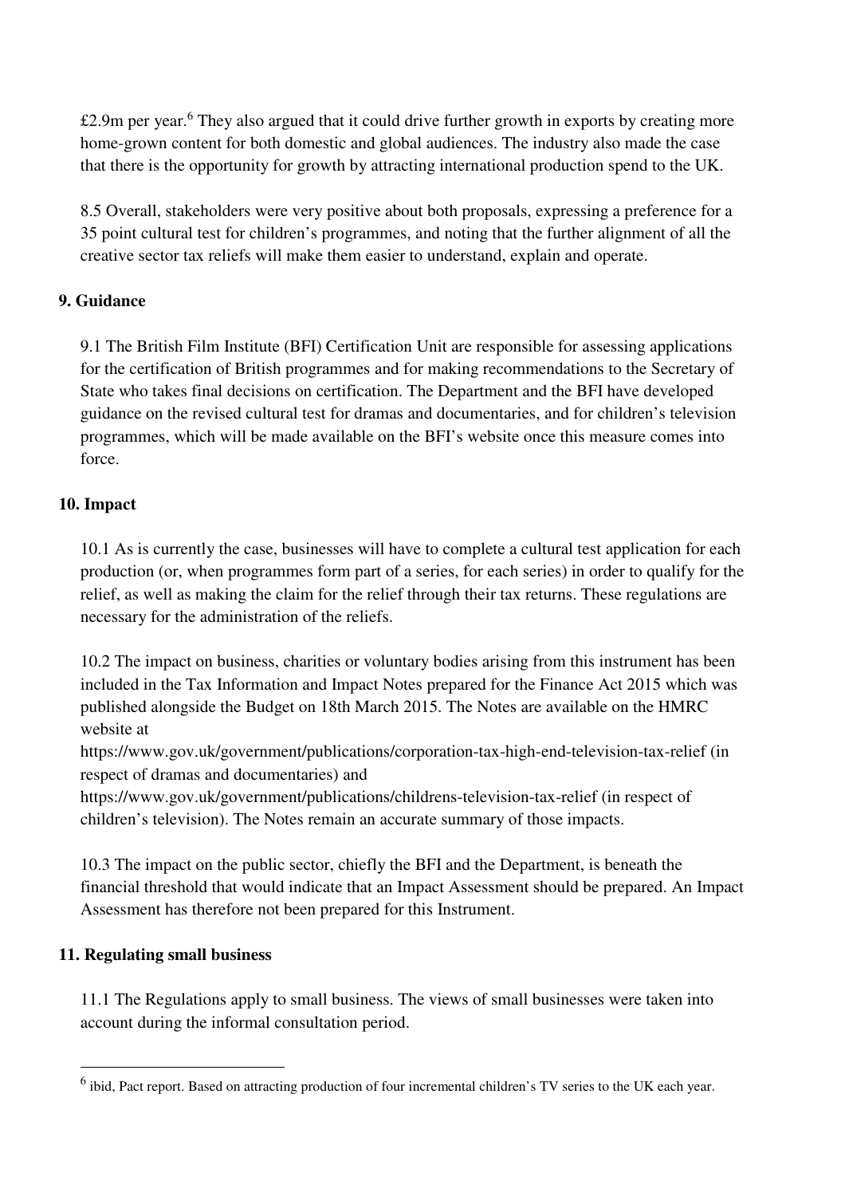£2.9m per year.[6] They also argued that it could drive further growth in exports by creating more home-grown content for both domestic and global audiences. The industry also made the case that there is the opportunity for growth by attracting international production spend to the UK.

8.5 Overall, stakeholders were very positive about both proposals, expressing a preference for a 35 point cultural test for children's programmes, and noting that the further alignment of all the creative sector tax reliefs will make them easier to understand, explain and operate.

**9. Guidance**

9.1 The British Film Institute (BFI) Certification Unit are responsible for assessing applications for the certification of British programmes and for making recommendations to the Secretary of State who takes final decisions on certification. The Department and the BFI have developed guidance on the revised cultural test for dramas and documentaries, and for children's television programmes, which will be made available on the BFI's website once this measure comes into force.

**10. Impact**

10.1 As is currently the case, businesses will have to complete a cultural test application for each production (or, when programmes form part of a series, for each series) in order to qualify for the relief, as well as making the claim for the relief through their tax returns. These regulations are necessary for the administration of the reliefs.

10.2 The impact on business, charities or voluntary bodies arising from this instrument has been included in the Tax Information and Impact Notes prepared for the Finance Act 2015 which was published alongside the Budget on 18th March 2015. The Notes are available on the HMRC website at
https://www.gov.uk/government/publications/corporation-tax-high-end-television-tax-relief (in respect of dramas and documentaries) and
https://www.gov.uk/government/publications/childrens-television-tax-relief (in respect of children's television). The Notes remain an accurate summary of those impacts.

10.3 The impact on the public sector, chiefly the BFI and the Department, is beneath the financial threshold that would indicate that an Impact Assessment should be prepared. An Impact Assessment has therefore not been prepared for this Instrument.

**11. Regulating small business**

11.1 The Regulations apply to small business. The views of small businesses were taken into account during the informal consultation period.

---

[6] ibid, Pact report. Based on attracting production of four incremental children's TV series to the UK each year.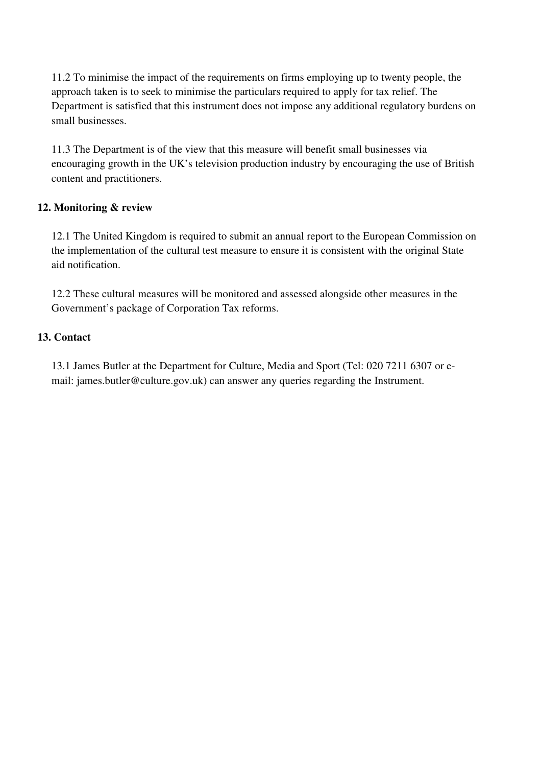11.2 To minimise the impact of the requirements on firms employing up to twenty people, the approach taken is to seek to minimise the particulars required to apply for tax relief. The Department is satisfied that this instrument does not impose any additional regulatory burdens on small businesses.

11.3 The Department is of the view that this measure will benefit small businesses via encouraging growth in the UK's television production industry by encouraging the use of British content and practitioners.

**12. Monitoring & review**

12.1 The United Kingdom is required to submit an annual report to the European Commission on the implementation of the cultural test measure to ensure it is consistent with the original State aid notification.

12.2 These cultural measures will be monitored and assessed alongside other measures in the Government's package of Corporation Tax reforms.

**13. Contact**

13.1 James Butler at the Department for Culture, Media and Sport (Tel: 020 7211 6307 or e-mail: james.butler@culture.gov.uk) can answer any queries regarding the Instrument.